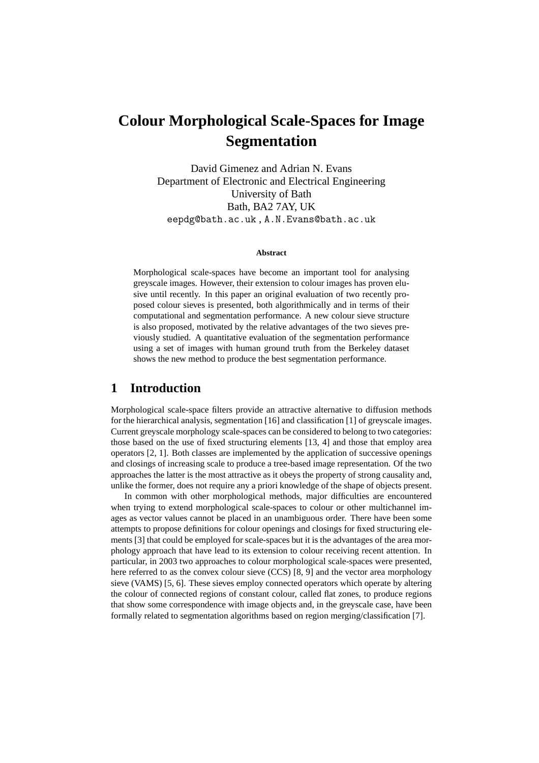# Colour Morphological Scale-Spaces for Image Segmentation

David Gimenez and Adrian N. Evans
Department of Electronic and Electrical Engineering
University of Bath
Bath, BA2 7AY, UK
eepdg@bath.ac.uk , A.N.Evans@bath.ac.uk

**Abstract**

Morphological scale-spaces have become an important tool for analysing greyscale images. However, their extension to colour images has proven elusive until recently. In this paper an original evaluation of two recently proposed colour sieves is presented, both algorithmically and in terms of their computational and segmentation performance. A new colour sieve structure is also proposed, motivated by the relative advantages of the two sieves previously studied. A quantitative evaluation of the segmentation performance using a set of images with human ground truth from the Berkeley dataset shows the new method to produce the best segmentation performance.

## 1 Introduction

Morphological scale-space filters provide an attractive alternative to diffusion methods for the hierarchical analysis, segmentation [16] and classification [1] of greyscale images. Current greyscale morphology scale-spaces can be considered to belong to two categories: those based on the use of fixed structuring elements [13, 4] and those that employ area operators [2, 1]. Both classes are implemented by the application of successive openings and closings of increasing scale to produce a tree-based image representation. Of the two approaches the latter is the most attractive as it obeys the property of strong causality and, unlike the former, does not require any a priori knowledge of the shape of objects present.

In common with other morphological methods, major difficulties are encountered when trying to extend morphological scale-spaces to colour or other multichannel images as vector values cannot be placed in an unambiguous order. There have been some attempts to propose definitions for colour openings and closings for fixed structuring elements [3] that could be employed for scale-spaces but it is the advantages of the area morphology approach that have lead to its extension to colour receiving recent attention. In particular, in 2003 two approaches to colour morphological scale-spaces were presented, here referred to as the convex colour sieve (CCS) [8, 9] and the vector area morphology sieve (VAMS) [5, 6]. These sieves employ connected operators which operate by altering the colour of connected regions of constant colour, called flat zones, to produce regions that show some correspondence with image objects and, in the greyscale case, have been formally related to segmentation algorithms based on region merging/classification [7].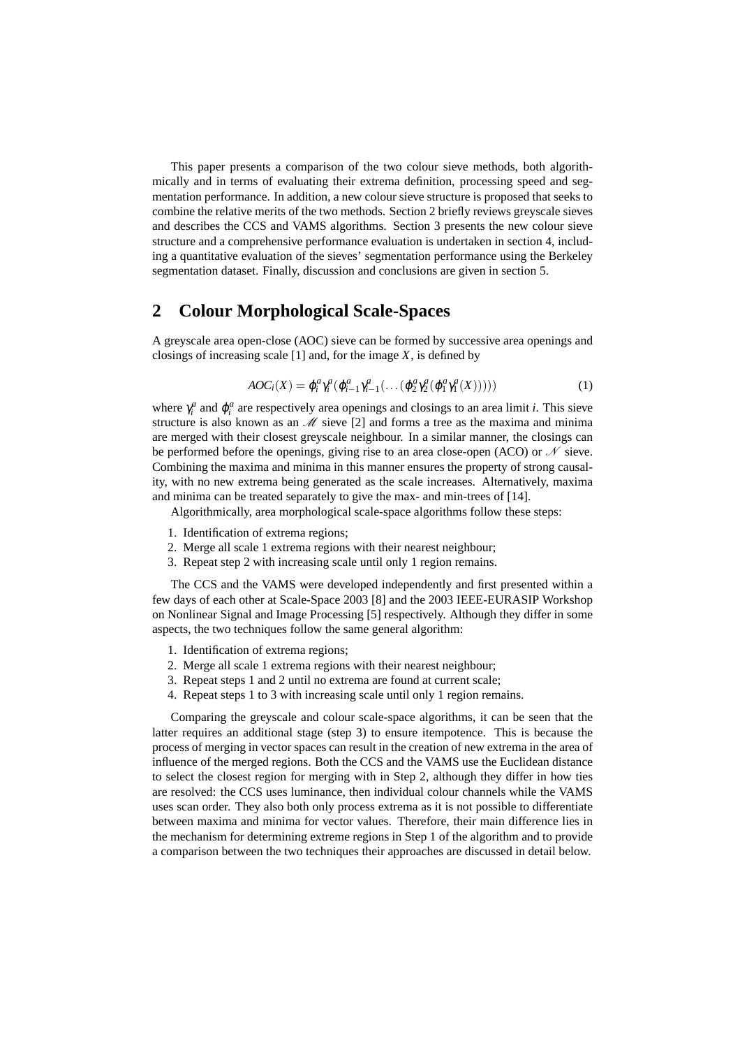This paper presents a comparison of the two colour sieve methods, both algorithmically and in terms of evaluating their extrema definition, processing speed and segmentation performance. In addition, a new colour sieve structure is proposed that seeks to combine the relative merits of the two methods. Section 2 briefly reviews greyscale sieves and describes the CCS and VAMS algorithms. Section 3 presents the new colour sieve structure and a comprehensive performance evaluation is undertaken in section 4, including a quantitative evaluation of the sieves' segmentation performance using the Berkeley segmentation dataset. Finally, discussion and conclusions are given in section 5.

## 2 Colour Morphological Scale-Spaces

A greyscale area open-close (AOC) sieve can be formed by successive area openings and closings of increasing scale [1] and, for the image $X$, is defined by

$$AOC_i(X) = \varphi_i^a \gamma_i^a (\varphi_{i-1}^a \gamma_{i-1}^a (\ldots (\varphi_2^a \gamma_2^a (\varphi_1^a \gamma_1^a (X))))) \tag{1}$$

where $\gamma_i^a$ and $\varphi_i^a$ are respectively area openings and closings to an area limit $i$. This sieve structure is also known as an $\mathscr{M}$ sieve [2] and forms a tree as the maxima and minima are merged with their closest greyscale neighbour. In a similar manner, the closings can be performed before the openings, giving rise to an area close-open (ACO) or $\mathscr{N}$ sieve. Combining the maxima and minima in this manner ensures the property of strong causality, with no new extrema being generated as the scale increases. Alternatively, maxima and minima can be treated separately to give the max- and min-trees of [14].

Algorithmically, area morphological scale-space algorithms follow these steps:

1. Identification of extrema regions;
2. Merge all scale 1 extrema regions with their nearest neighbour;
3. Repeat step 2 with increasing scale until only 1 region remains.

The CCS and the VAMS were developed independently and first presented within a few days of each other at Scale-Space 2003 [8] and the 2003 IEEE-EURASIP Workshop on Nonlinear Signal and Image Processing [5] respectively. Although they differ in some aspects, the two techniques follow the same general algorithm:

1. Identification of extrema regions;
2. Merge all scale 1 extrema regions with their nearest neighbour;
3. Repeat steps 1 and 2 until no extrema are found at current scale;
4. Repeat steps 1 to 3 with increasing scale until only 1 region remains.

Comparing the greyscale and colour scale-space algorithms, it can be seen that the latter requires an additional stage (step 3) to ensure itempotence. This is because the process of merging in vector spaces can result in the creation of new extrema in the area of influence of the merged regions. Both the CCS and the VAMS use the Euclidean distance to select the closest region for merging with in Step 2, although they differ in how ties are resolved: the CCS uses luminance, then individual colour channels while the VAMS uses scan order. They also both only process extrema as it is not possible to differentiate between maxima and minima for vector values. Therefore, their main difference lies in the mechanism for determining extreme regions in Step 1 of the algorithm and to provide a comparison between the two techniques their approaches are discussed in detail below.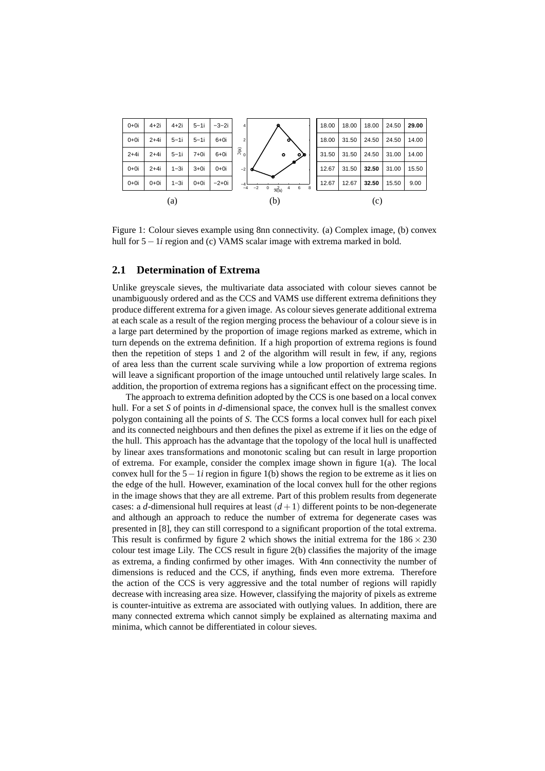| 0+0i | 4+2i | 4+2i | 5−1i | −3−2i |
|---|---|---|---|---|
| 0+0i | 2+4i | 5−1i | 5−1i | 6+0i |
| 2+4i | 2+4i | 5−1i | 7+0i | 6+0i |
| 0+0i | 2+4i | 1−3i | 3+0i | 0+0i |
| 0+0i | 0+0i | 1−3i | 0+0i | −2+0i |

(a)

(b)

| 18.00 | 18.00 | 18.00 | 24.50 | **29.00** |
|---|---|---|---|---|
| 18.00 | 31.50 | 24.50 | 24.50 | 14.00 |
| 31.50 | 31.50 | 24.50 | 31.00 | 14.00 |
| 12.67 | 31.50 | **32.50** | 31.00 | 15.50 |
| 12.67 | 12.67 | **32.50** | 15.50 | 9.00 |

(c)

Figure 1: Colour sieves example using 8nn connectivity. (a) Complex image, (b) convex hull for $5-1i$ region and (c) VAMS scalar image with extrema marked in bold.

## 2.1 Determination of Extrema

Unlike greyscale sieves, the multivariate data associated with colour sieves cannot be unambiguously ordered and as the CCS and VAMS use different extrema definitions they produce different extrema for a given image. As colour sieves generate additional extrema at each scale as a result of the region merging process the behaviour of a colour sieve is in a large part determined by the proportion of image regions marked as extreme, which in turn depends on the extrema definition. If a high proportion of extrema regions is found then the repetition of steps 1 and 2 of the algorithm will result in few, if any, regions of area less than the current scale surviving while a low proportion of extrema regions will leave a significant proportion of the image untouched until relatively large scales. In addition, the proportion of extrema regions has a significant effect on the processing time.

The approach to extrema definition adopted by the CCS is one based on a local convex hull. For a set $S$ of points in $d$-dimensional space, the convex hull is the smallest convex polygon containing all the points of $S$. The CCS forms a local convex hull for each pixel and its connected neighbours and then defines the pixel as extreme if it lies on the edge of the hull. This approach has the advantage that the topology of the local hull is unaffected by linear axes transformations and monotonic scaling but can result in large proportion of extrema. For example, consider the complex image shown in figure 1(a). The local convex hull for the $5-1i$ region in figure 1(b) shows the region to be extreme as it lies on the edge of the hull. However, examination of the local convex hull for the other regions in the image shows that they are all extreme. Part of this problem results from degenerate cases: a $d$-dimensional hull requires at least $(d+1)$ different points to be non-degenerate and although an approach to reduce the number of extrema for degenerate cases was presented in [8], they can still correspond to a significant proportion of the total extrema. This result is confirmed by figure 2 which shows the initial extrema for the $186\times 230$ colour test image Lily. The CCS result in figure 2(b) classifies the majority of the image as extrema, a finding confirmed by other images. With 4nn connectivity the number of dimensions is reduced and the CCS, if anything, finds even more extrema. Therefore the action of the CCS is very aggressive and the total number of regions will rapidly decrease with increasing area size. However, classifying the majority of pixels as extreme is counter-intuitive as extrema are associated with outlying values. In addition, there are many connected extrema which cannot simply be explained as alternating maxima and minima, which cannot be differentiated in colour sieves.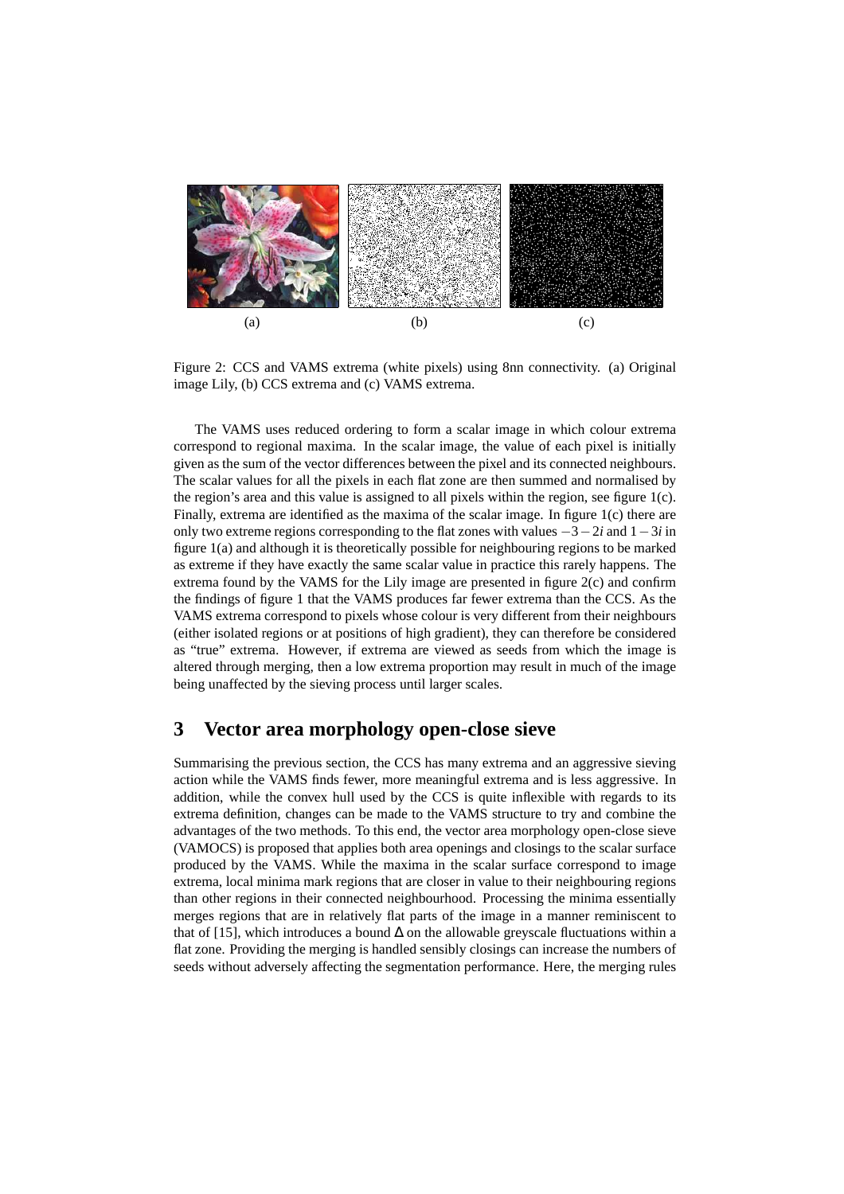(a) (b) (c)

Figure 2: CCS and VAMS extrema (white pixels) using 8nn connectivity. (a) Original image Lily, (b) CCS extrema and (c) VAMS extrema.

The VAMS uses reduced ordering to form a scalar image in which colour extrema correspond to regional maxima. In the scalar image, the value of each pixel is initially given as the sum of the vector differences between the pixel and its connected neighbours. The scalar values for all the pixels in each flat zone are then summed and normalised by the region's area and this value is assigned to all pixels within the region, see figure 1(c). Finally, extrema are identified as the maxima of the scalar image. In figure 1(c) there are only two extreme regions corresponding to the flat zones with values $-3-2i$ and $1-3i$ in figure 1(a) and although it is theoretically possible for neighbouring regions to be marked as extreme if they have exactly the same scalar value in practice this rarely happens. The extrema found by the VAMS for the Lily image are presented in figure 2(c) and confirm the findings of figure 1 that the VAMS produces far fewer extrema than the CCS. As the VAMS extrema correspond to pixels whose colour is very different from their neighbours (either isolated regions or at positions of high gradient), they can therefore be considered as "true" extrema. However, if extrema are viewed as seeds from which the image is altered through merging, then a low extrema proportion may result in much of the image being unaffected by the sieving process until larger scales.

# 3 Vector area morphology open-close sieve

Summarising the previous section, the CCS has many extrema and an aggressive sieving action while the VAMS finds fewer, more meaningful extrema and is less aggressive. In addition, while the convex hull used by the CCS is quite inflexible with regards to its extrema definition, changes can be made to the VAMS structure to try and combine the advantages of the two methods. To this end, the vector area morphology open-close sieve (VAMOCS) is proposed that applies both area openings and closings to the scalar surface produced by the VAMS. While the maxima in the scalar surface correspond to image extrema, local minima mark regions that are closer in value to their neighbouring regions than other regions in their connected neighbourhood. Processing the minima essentially merges regions that are in relatively flat parts of the image in a manner reminiscent to that of [15], which introduces a bound $\Delta$ on the allowable greyscale fluctuations within a flat zone. Providing the merging is handled sensibly closings can increase the numbers of seeds without adversely affecting the segmentation performance. Here, the merging rules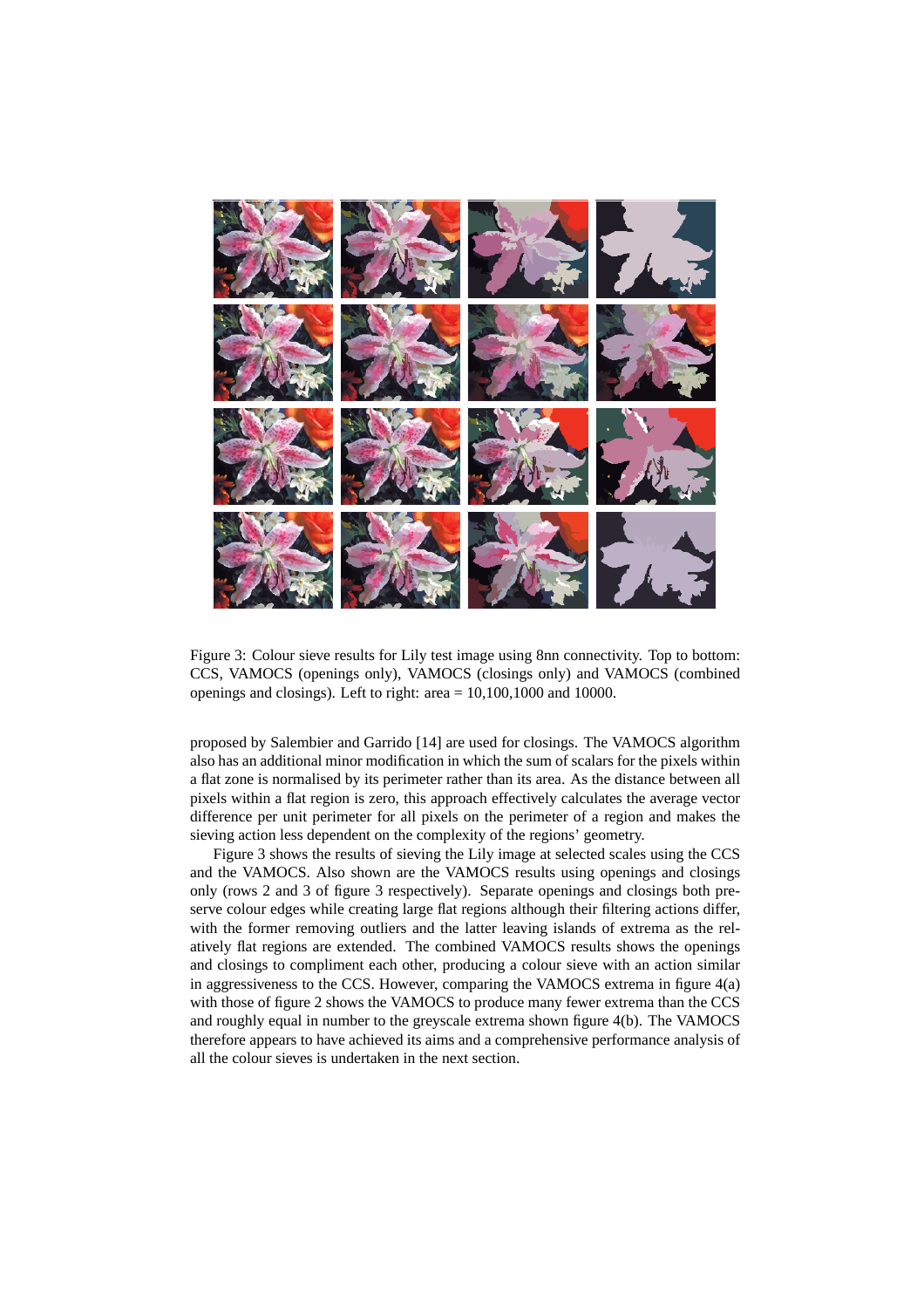Figure 3: Colour sieve results for Lily test image using 8nn connectivity. Top to bottom: CCS, VAMOCS (openings only), VAMOCS (closings only) and VAMOCS (combined openings and closings). Left to right: area = 10,100,1000 and 10000.

proposed by Salembier and Garrido [14] are used for closings. The VAMOCS algorithm also has an additional minor modification in which the sum of scalars for the pixels within a flat zone is normalised by its perimeter rather than its area. As the distance between all pixels within a flat region is zero, this approach effectively calculates the average vector difference per unit perimeter for all pixels on the perimeter of a region and makes the sieving action less dependent on the complexity of the regions' geometry.

Figure 3 shows the results of sieving the Lily image at selected scales using the CCS and the VAMOCS. Also shown are the VAMOCS results using openings and closings only (rows 2 and 3 of figure 3 respectively). Separate openings and closings both preserve colour edges while creating large flat regions although their filtering actions differ, with the former removing outliers and the latter leaving islands of extrema as the relatively flat regions are extended. The combined VAMOCS results shows the openings and closings to compliment each other, producing a colour sieve with an action similar in aggressiveness to the CCS. However, comparing the VAMOCS extrema in figure 4(a) with those of figure 2 shows the VAMOCS to produce many fewer extrema than the CCS and roughly equal in number to the greyscale extrema shown figure 4(b). The VAMOCS therefore appears to have achieved its aims and a comprehensive performance analysis of all the colour sieves is undertaken in the next section.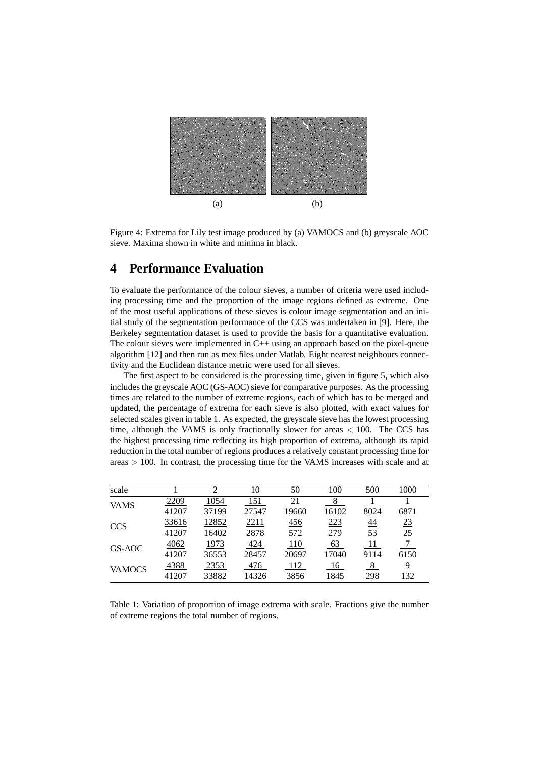(a) (b)

Figure 4: Extrema for Lily test image produced by (a) VAMOCS and (b) greyscale AOC sieve. Maxima shown in white and minima in black.

## 4 Performance Evaluation

To evaluate the performance of the colour sieves, a number of criteria were used including processing time and the proportion of the image regions defined as extreme. One of the most useful applications of these sieves is colour image segmentation and an initial study of the segmentation performance of the CCS was undertaken in [9]. Here, the Berkeley segmentation dataset is used to provide the basis for a quantitative evaluation. The colour sieves were implemented in C++ using an approach based on the pixel-queue algorithm [12] and then run as mex files under Matlab. Eight nearest neighbours connectivity and the Euclidean distance metric were used for all sieves.

The first aspect to be considered is the processing time, given in figure 5, which also includes the greyscale AOC (GS-AOC) sieve for comparative purposes. As the processing times are related to the number of extreme regions, each of which has to be merged and updated, the percentage of extrema for each sieve is also plotted, with exact values for selected scales given in table 1. As expected, the greyscale sieve has the lowest processing time, although the VAMS is only fractionally slower for areas $< 100$. The CCS has the highest processing time reflecting its high proportion of extrema, although its rapid reduction in the total number of regions produces a relatively constant processing time for areas $> 100$. In contrast, the processing time for the VAMS increases with scale and at

| scale | 1 | 2 | 10 | 50 | 100 | 500 | 1000 |
|---|---|---|---|---|---|---|---|
| VAMS | $\frac{2209}{41207}$ | $\frac{1054}{37199}$ | $\frac{151}{27547}$ | $\frac{21}{19660}$ | $\frac{8}{16102}$ | $\frac{1}{8024}$ | $\frac{1}{6871}$ |
| CCS | $\frac{33616}{41207}$ | $\frac{12852}{16402}$ | $\frac{2211}{2878}$ | $\frac{456}{572}$ | $\frac{223}{279}$ | $\frac{44}{53}$ | $\frac{23}{25}$ |
| GS-AOC | $\frac{4062}{41207}$ | $\frac{1973}{36553}$ | $\frac{424}{28457}$ | $\frac{110}{20697}$ | $\frac{63}{17040}$ | $\frac{11}{9114}$ | $\frac{7}{6150}$ |
| VAMOCS | $\frac{4388}{41207}$ | $\frac{2353}{33882}$ | $\frac{476}{14326}$ | $\frac{112}{3856}$ | $\frac{16}{1845}$ | $\frac{8}{298}$ | $\frac{9}{132}$ |

Table 1: Variation of proportion of image extrema with scale. Fractions give the number of extreme regions the total number of regions.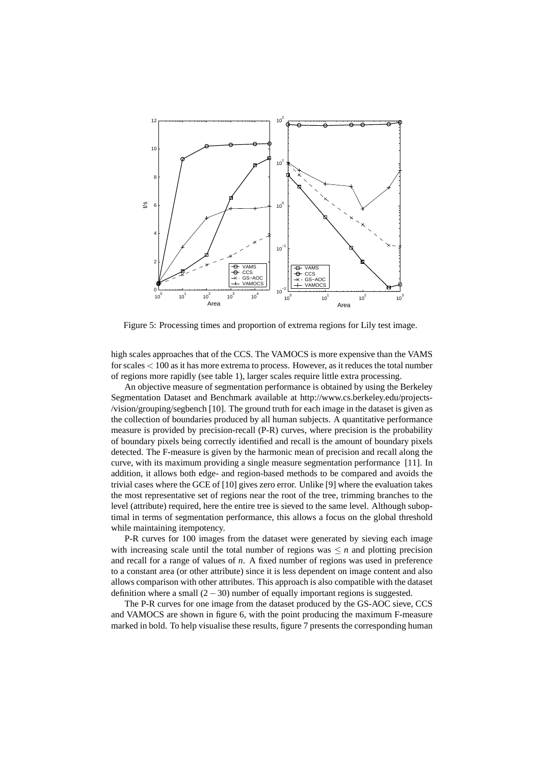Figure 5: Processing times and proportion of extrema regions for Lily test image.

high scales approaches that of the CCS. The VAMOCS is more expensive than the VAMS for scales $< 100$ as it has more extrema to process. However, as it reduces the total number of regions more rapidly (see table 1), larger scales require little extra processing.

An objective measure of segmentation performance is obtained by using the Berkeley Segmentation Dataset and Benchmark available at http://www.cs.berkeley.edu/projects-/vision/grouping/segbench [10]. The ground truth for each image in the dataset is given as the collection of boundaries produced by all human subjects. A quantitative performance measure is provided by precision-recall (P-R) curves, where precision is the probability of boundary pixels being correctly identified and recall is the amount of boundary pixels detected. The F-measure is given by the harmonic mean of precision and recall along the curve, with its maximum providing a single measure segmentation performance [11]. In addition, it allows both edge- and region-based methods to be compared and avoids the trivial cases where the GCE of [10] gives zero error. Unlike [9] where the evaluation takes the most representative set of regions near the root of the tree, trimming branches to the level (attribute) required, here the entire tree is sieved to the same level. Although suboptimal in terms of segmentation performance, this allows a focus on the global threshold while maintaining itempotency.

P-R curves for 100 images from the dataset were generated by sieving each image with increasing scale until the total number of regions was $\leq n$ and plotting precision and recall for a range of values of $n$. A fixed number of regions was used in preference to a constant area (or other attribute) since it is less dependent on image content and also allows comparison with other attributes. This approach is also compatible with the dataset definition where a small $(2-30)$ number of equally important regions is suggested.

The P-R curves for one image from the dataset produced by the GS-AOC sieve, CCS and VAMOCS are shown in figure 6, with the point producing the maximum F-measure marked in bold. To help visualise these results, figure 7 presents the corresponding human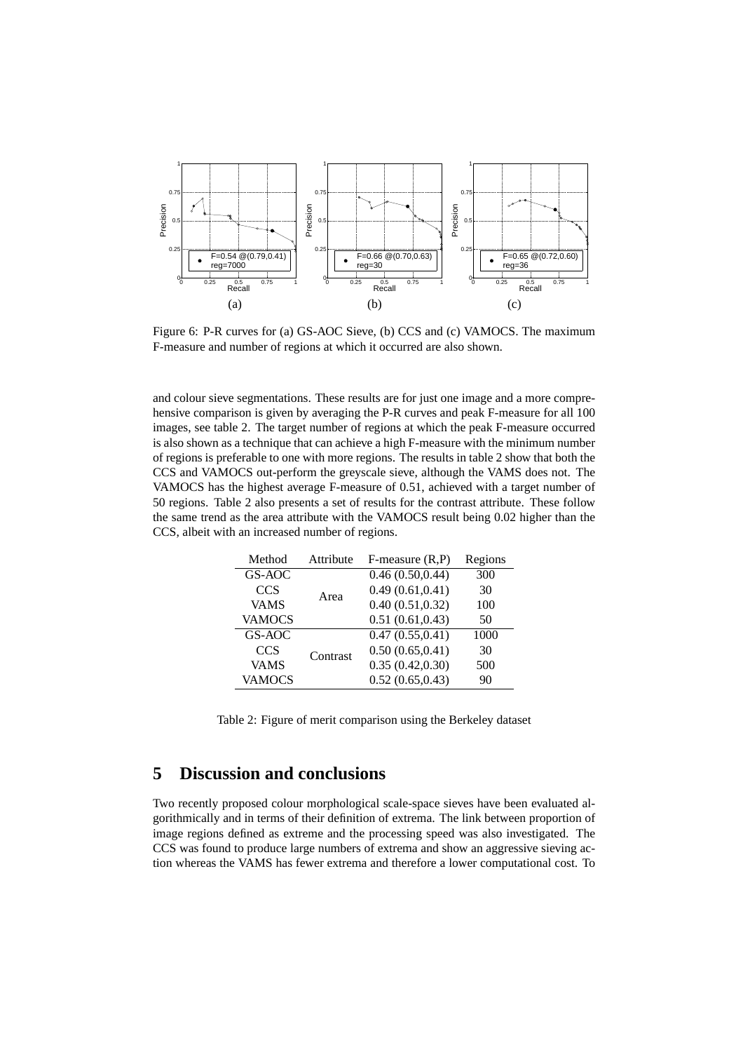Figure 6: P-R curves for (a) GS-AOC Sieve, (b) CCS and (c) VAMOCS. The maximum F-measure and number of regions at which it occurred are also shown.

and colour sieve segmentations. These results are for just one image and a more comprehensive comparison is given by averaging the P-R curves and peak F-measure for all 100 images, see table 2. The target number of regions at which the peak F-measure occurred is also shown as a technique that can achieve a high F-measure with the minimum number of regions is preferable to one with more regions. The results in table 2 show that both the CCS and VAMOCS out-perform the greyscale sieve, although the VAMS does not. The VAMOCS has the highest average F-measure of 0.51, achieved with a target number of 50 regions. Table 2 also presents a set of results for the contrast attribute. These follow the same trend as the area attribute with the VAMOCS result being 0.02 higher than the CCS, albeit with an increased number of regions.

| Method | Attribute | F-measure (R,P) | Regions |
|---|---|---|---|
| GS-AOC | Area | 0.46 (0.50,0.44) | 300 |
| CCS | | 0.49 (0.61,0.41) | 30 |
| VAMS | | 0.40 (0.51,0.32) | 100 |
| VAMOCS | | 0.51 (0.61,0.43) | 50 |
| GS-AOC | Contrast | 0.47 (0.55,0.41) | 1000 |
| CCS | | 0.50 (0.65,0.41) | 30 |
| VAMS | | 0.35 (0.42,0.30) | 500 |
| VAMOCS | | 0.52 (0.65,0.43) | 90 |

Table 2: Figure of merit comparison using the Berkeley dataset

## 5 Discussion and conclusions

Two recently proposed colour morphological scale-space sieves have been evaluated algorithmically and in terms of their definition of extrema. The link between proportion of image regions defined as extreme and the processing speed was also investigated. The CCS was found to produce large numbers of extrema and show an aggressive sieving action whereas the VAMS has fewer extrema and therefore a lower computational cost. To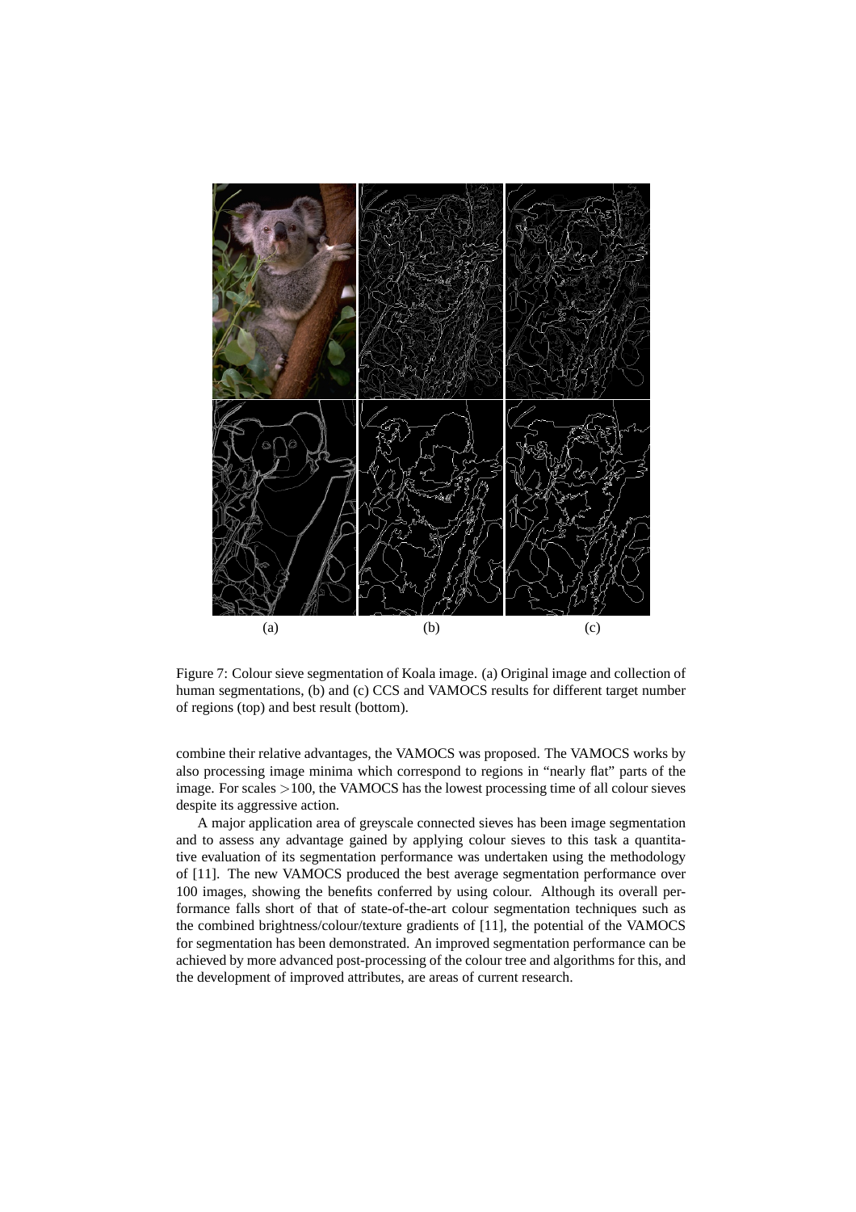(a) (b) (c)

Figure 7: Colour sieve segmentation of Koala image. (a) Original image and collection of human segmentations, (b) and (c) CCS and VAMOCS results for different target number of regions (top) and best result (bottom).

combine their relative advantages, the VAMOCS was proposed. The VAMOCS works by also processing image minima which correspond to regions in "nearly flat" parts of the image. For scales $>100$, the VAMOCS has the lowest processing time of all colour sieves despite its aggressive action.

A major application area of greyscale connected sieves has been image segmentation and to assess any advantage gained by applying colour sieves to this task a quantitative evaluation of its segmentation performance was undertaken using the methodology of [11]. The new VAMOCS produced the best average segmentation performance over 100 images, showing the benefits conferred by using colour. Although its overall performance falls short of that of state-of-the-art colour segmentation techniques such as the combined brightness/colour/texture gradients of [11], the potential of the VAMOCS for segmentation has been demonstrated. An improved segmentation performance can be achieved by more advanced post-processing of the colour tree and algorithms for this, and the development of improved attributes, are areas of current research.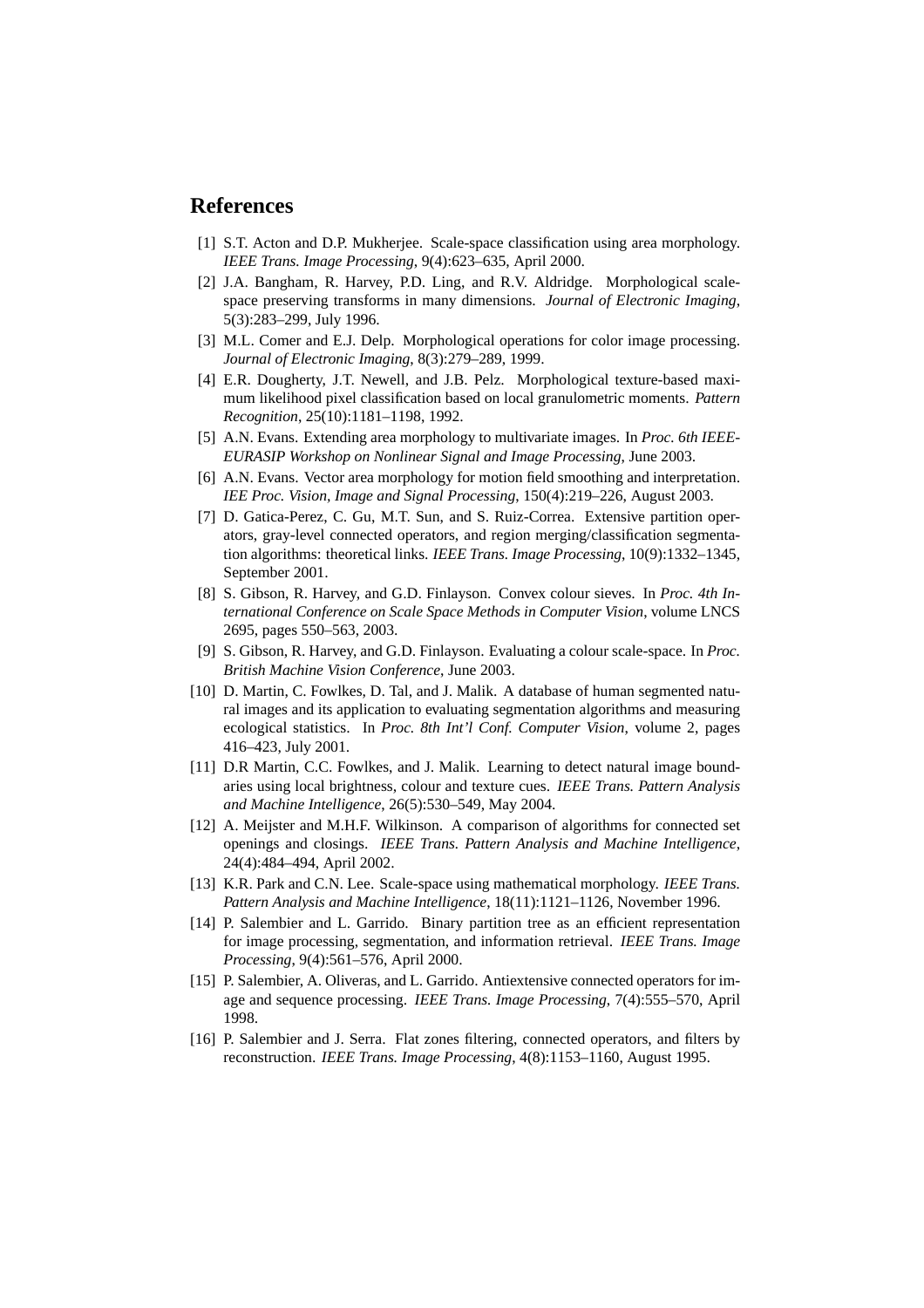## References

[1] S.T. Acton and D.P. Mukherjee. Scale-space classification using area morphology. *IEEE Trans. Image Processing*, 9(4):623–635, April 2000.

[2] J.A. Bangham, R. Harvey, P.D. Ling, and R.V. Aldridge. Morphological scale-space preserving transforms in many dimensions. *Journal of Electronic Imaging*, 5(3):283–299, July 1996.

[3] M.L. Comer and E.J. Delp. Morphological operations for color image processing. *Journal of Electronic Imaging*, 8(3):279–289, 1999.

[4] E.R. Dougherty, J.T. Newell, and J.B. Pelz. Morphological texture-based maximum likelihood pixel classification based on local granulometric moments. *Pattern Recognition*, 25(10):1181–1198, 1992.

[5] A.N. Evans. Extending area morphology to multivariate images. In *Proc. 6th IEEE-EURASIP Workshop on Nonlinear Signal and Image Processing*, June 2003.

[6] A.N. Evans. Vector area morphology for motion field smoothing and interpretation. *IEE Proc. Vision, Image and Signal Processing*, 150(4):219–226, August 2003.

[7] D. Gatica-Perez, C. Gu, M.T. Sun, and S. Ruiz-Correa. Extensive partition operators, gray-level connected operators, and region merging/classification segmentation algorithms: theoretical links. *IEEE Trans. Image Processing*, 10(9):1332–1345, September 2001.

[8] S. Gibson, R. Harvey, and G.D. Finlayson. Convex colour sieves. In *Proc. 4th International Conference on Scale Space Methods in Computer Vision*, volume LNCS 2695, pages 550–563, 2003.

[9] S. Gibson, R. Harvey, and G.D. Finlayson. Evaluating a colour scale-space. In *Proc. British Machine Vision Conference*, June 2003.

[10] D. Martin, C. Fowlkes, D. Tal, and J. Malik. A database of human segmented natural images and its application to evaluating segmentation algorithms and measuring ecological statistics. In *Proc. 8th Int'l Conf. Computer Vision*, volume 2, pages 416–423, July 2001.

[11] D.R Martin, C.C. Fowlkes, and J. Malik. Learning to detect natural image boundaries using local brightness, colour and texture cues. *IEEE Trans. Pattern Analysis and Machine Intelligence*, 26(5):530–549, May 2004.

[12] A. Meijster and M.H.F. Wilkinson. A comparison of algorithms for connected set openings and closings. *IEEE Trans. Pattern Analysis and Machine Intelligence*, 24(4):484–494, April 2002.

[13] K.R. Park and C.N. Lee. Scale-space using mathematical morphology. *IEEE Trans. Pattern Analysis and Machine Intelligence*, 18(11):1121–1126, November 1996.

[14] P. Salembier and L. Garrido. Binary partition tree as an efficient representation for image processing, segmentation, and information retrieval. *IEEE Trans. Image Processing*, 9(4):561–576, April 2000.

[15] P. Salembier, A. Oliveras, and L. Garrido. Antiextensive connected operators for image and sequence processing. *IEEE Trans. Image Processing*, 7(4):555–570, April 1998.

[16] P. Salembier and J. Serra. Flat zones filtering, connected operators, and filters by reconstruction. *IEEE Trans. Image Processing*, 4(8):1153–1160, August 1995.